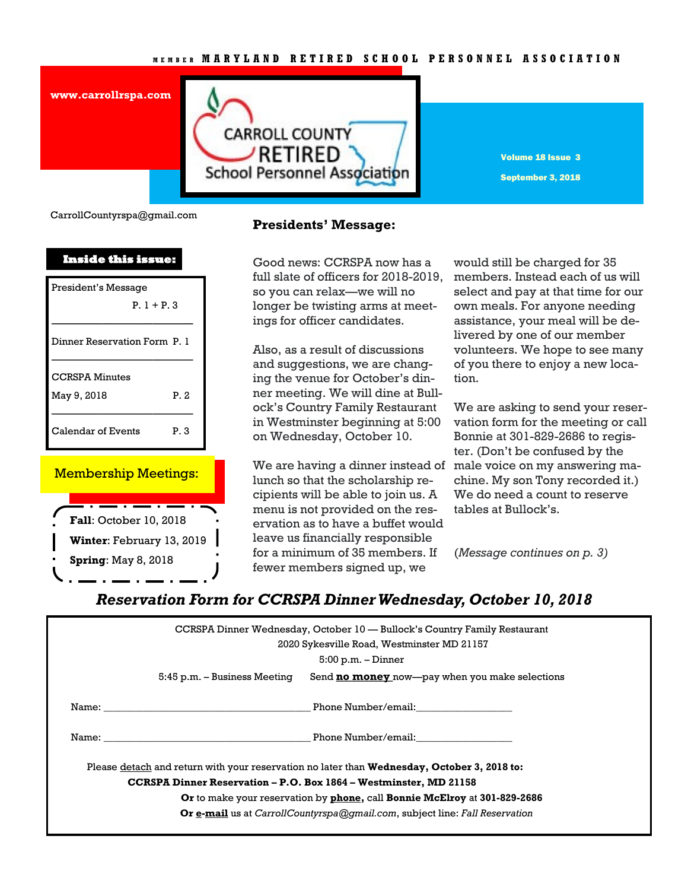MEMBER MARYLAND RETIRED SCHOOL PERSONNEL ASSOCIATION

www.carrollrspa.com

# CARROLL COUNTY RETIRED School Personnel Association

**Volume 18 Issue 3**

**September 3, 2018**

CarrollCountyrspa@gmail.com

**Inside this issue:**

| | |
|---|---|
| President's Message | P. 1 + P. 3 |
| Dinner Reservation Form | P. 1 |
| CCRSPA Minutes May 9, 2018 | P. 2 |
| Calendar of Events | P. 3 |

**Membership Meetings:**

**Fall**: October 10, 2018
**Winter**: February 13, 2019
**Spring**: May 8, 2018

## Presidents' Message:

Good news: CCRSPA now has a full slate of officers for 2018-2019, so you can relax—we will no longer be twisting arms at meetings for officer candidates.

Also, as a result of discussions and suggestions, we are changing the venue for October's dinner meeting. We will dine at Bullock's Country Family Restaurant in Westminster beginning at 5:00 on Wednesday, October 10.

We are having a dinner instead of lunch so that the scholarship recipients will be able to join us. A menu is not provided on the reservation as to have a buffet would leave us financially responsible for a minimum of 35 members. If fewer members signed up, we would still be charged for 35 members. Instead each of us will select and pay at that time for our own meals. For anyone needing assistance, your meal will be delivered by one of our member volunteers. We hope to see many of you there to enjoy a new location.

We are asking to send your reservation form for the meeting or call Bonnie at 301-829-2686 to register. (Don't be confused by the male voice on my answering machine. My son Tony recorded it.) We do need a count to reserve tables at Bullock's.

*(Message continues on p. 3)*

## *Reservation Form for CCRSPA Dinner Wednesday, October 10, 2018*

CCRSPA Dinner Wednesday, October 10 — Bullock's Country Family Restaurant
2020 Sykesville Road, Westminster MD 21157
5:00 p.m. – Dinner
5:45 p.m. – Business Meeting  Send **no money** now—pay when you make selections

Name: ________________________________ Phone Number/email:________________

Name: ________________________________ Phone Number/email:________________

Please detach and return with your reservation no later than **Wednesday, October 3, 2018 to:**
**CCRSPA Dinner Reservation – P.O. Box 1864 – Westminster, MD 21158**
**Or** to make your reservation by **phone,** call **Bonnie McElroy** at **301-829-2686**
**Or e-mail** us at *CarrollCountyrspa@gmail.com*, subject line: *Fall Reservation*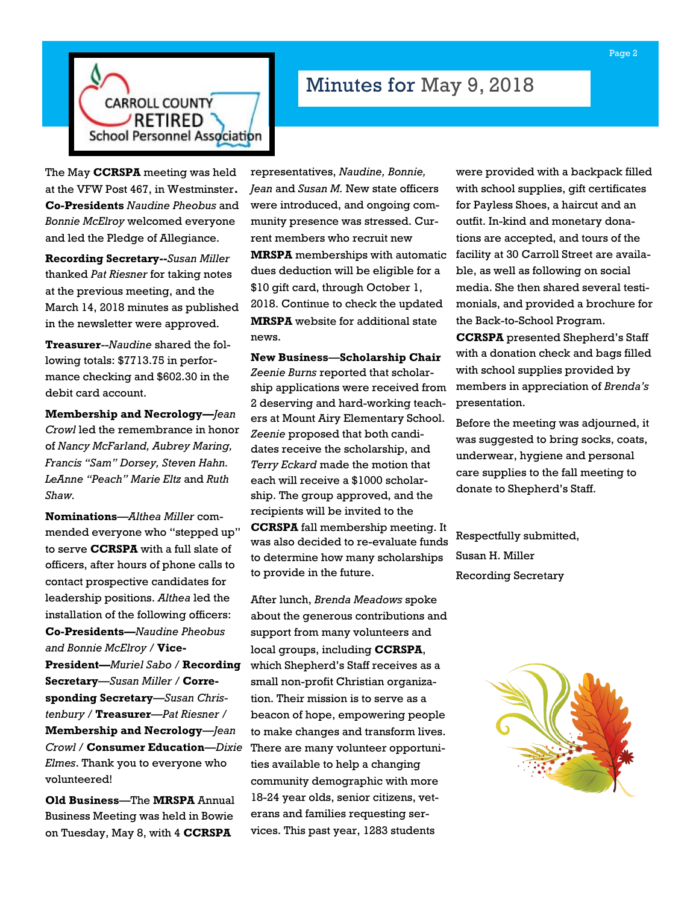# Minutes for May 9, 2018

The May **CCRSPA** meeting was held at the VFW Post 467, in Westminster. **Co-Presidents** *Naudine Pheobus* and *Bonnie McElroy* welcomed everyone and led the Pledge of Allegiance.

**Recording Secretary--***Susan Miller* thanked *Pat Riesner* for taking notes at the previous meeting, and the March 14, 2018 minutes as published in the newsletter were approved.

**Treasurer**--*Naudine* shared the following totals: $7713.75 in performance checking and $602.30 in the debit card account.

**Membership and Necrology—***Jean Crowl* led the remembrance in honor of *Nancy McFarland, Aubrey Maring, Francis "Sam" Dorsey, Steven Hahn. LeAnne "Peach" Marie Eltz* and *Ruth Shaw.*

**Nominations**—*Althea Miller* commended everyone who "stepped up" to serve **CCRSPA** with a full slate of officers, after hours of phone calls to contact prospective candidates for leadership positions. *Althea* led the installation of the following officers: **Co-Presidents—***Naudine Pheobus and Bonnie McElroy* / **Vice-President—***Muriel Sabo* / **Recording Secretary**—*Susan Miller* / **Corresponding Secretary**—*Susan Christenbury* / **Treasurer**—*Pat Riesner* / **Membership and Necrology**—*Jean Crowl* / **Consumer Education**—*Dixie Elmes*. Thank you to everyone who volunteered!

**Old Business**—The **MRSPA** Annual Business Meeting was held in Bowie on Tuesday, May 8, with 4 **CCRSPA** representatives, *Naudine, Bonnie, Jean* and *Susan M.* New state officers were introduced, and ongoing community presence was stressed. Current members who recruit new **MRSPA** memberships with automatic dues deduction will be eligible for a $10 gift card, through October 1, 2018. Continue to check the updated **MRSPA** website for additional state news.

**New Business—Scholarship Chair** *Zeenie Burns* reported that scholarship applications were received from 2 deserving and hard-working teachers at Mount Airy Elementary School. *Zeenie* proposed that both candidates receive the scholarship, and *Terry Eckard* made the motion that each will receive a $1000 scholarship. The group approved, and the recipients will be invited to the **CCRSPA** fall membership meeting. It was also decided to re-evaluate funds to determine how many scholarships to provide in the future.

After lunch, *Brenda Meadows* spoke about the generous contributions and support from many volunteers and local groups, including **CCRSPA**, which Shepherd's Staff receives as a small non-profit Christian organization. Their mission is to serve as a beacon of hope, empowering people to make changes and transform lives. There are many volunteer opportunities available to help a changing community demographic with more 18-24 year olds, senior citizens, veterans and families requesting services. This past year, 1283 students were provided with a backpack filled with school supplies, gift certificates for Payless Shoes, a haircut and an outfit. In-kind and monetary donations are accepted, and tours of the facility at 30 Carroll Street are available, as well as following on social media. She then shared several testimonials, and provided a brochure for the Back-to-School Program.

**CCRSPA** presented Shepherd's Staff with a donation check and bags filled with school supplies provided by members in appreciation of *Brenda's* presentation.

Before the meeting was adjourned, it was suggested to bring socks, coats, underwear, hygiene and personal care supplies to the fall meeting to donate to Shepherd's Staff.

Respectfully submitted,

Susan H. Miller

Recording Secretary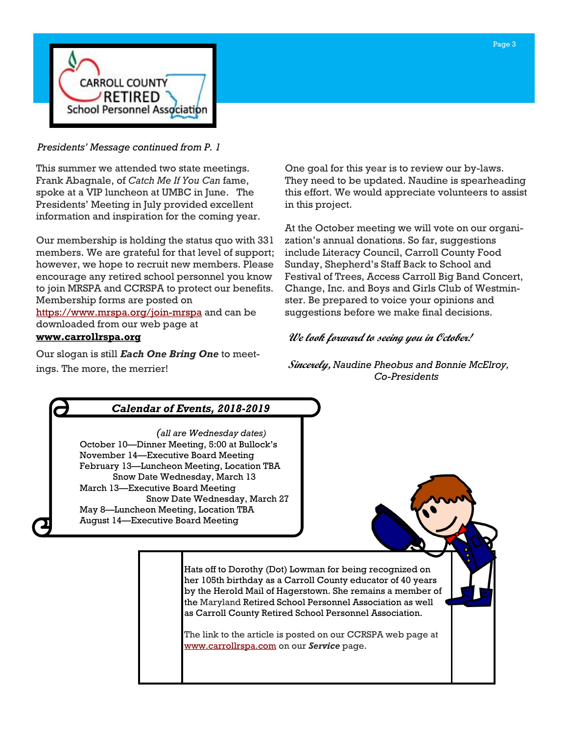CARROLL COUNTY RETIRED School Personnel Association

*Presidents' Message continued from P. 1*

This summer we attended two state meetings. Frank Abagnale, of *Catch Me If You Can* fame, spoke at a VIP luncheon at UMBC in June. The Presidents' Meeting in July provided excellent information and inspiration for the coming year.

Our membership is holding the status quo with 331 members. We are grateful for that level of support; however, we hope to recruit new members. Please encourage any retired school personnel you know to join MRSPA and CCRSPA to protect our benefits. Membership forms are posted on https://www.mrspa.org/join-mrspa and can be downloaded from our web page at **www.carrollrspa.org**

Our slogan is still ***Each One Bring One*** to meetings. The more, the merrier!

One goal for this year is to review our by-laws. They need to be updated. Naudine is spearheading this effort. We would appreciate volunteers to assist in this project.

At the October meeting we will vote on our organization's annual donations. So far, suggestions include Literacy Council, Carroll County Food Sunday, Shepherd's Staff Back to School and Festival of Trees, Access Carroll Big Band Concert, Change, Inc. and Boys and Girls Club of Westminster. Be prepared to voice your opinions and suggestions before we make final decisions.

*We look forward to seeing you in October!*

*Sincerely,* Naudine Pheobus and Bonnie McElroy, Co-Presidents

## *Calendar of Events, 2018-2019*

*(all are Wednesday dates)*

October 10—Dinner Meeting, 5:00 at Bullock's
November 14—Executive Board Meeting
February 13—Luncheon Meeting, Location TBA
Snow Date Wednesday, March 13
March 13—Executive Board Meeting
Snow Date Wednesday, March 27
May 8—Luncheon Meeting, Location TBA
August 14—Executive Board Meeting

Hats off to Dorothy (Dot) Lowman for being recognized on her 105th birthday as a Carroll County educator of 40 years by the Herold Mail of Hagerstown. She remains a member of the Maryland Retired School Personnel Association as well as Carroll County Retired School Personnel Association.

The link to the article is posted on our CCRSPA web page at www.carrollrspa.com on our ***Service*** page.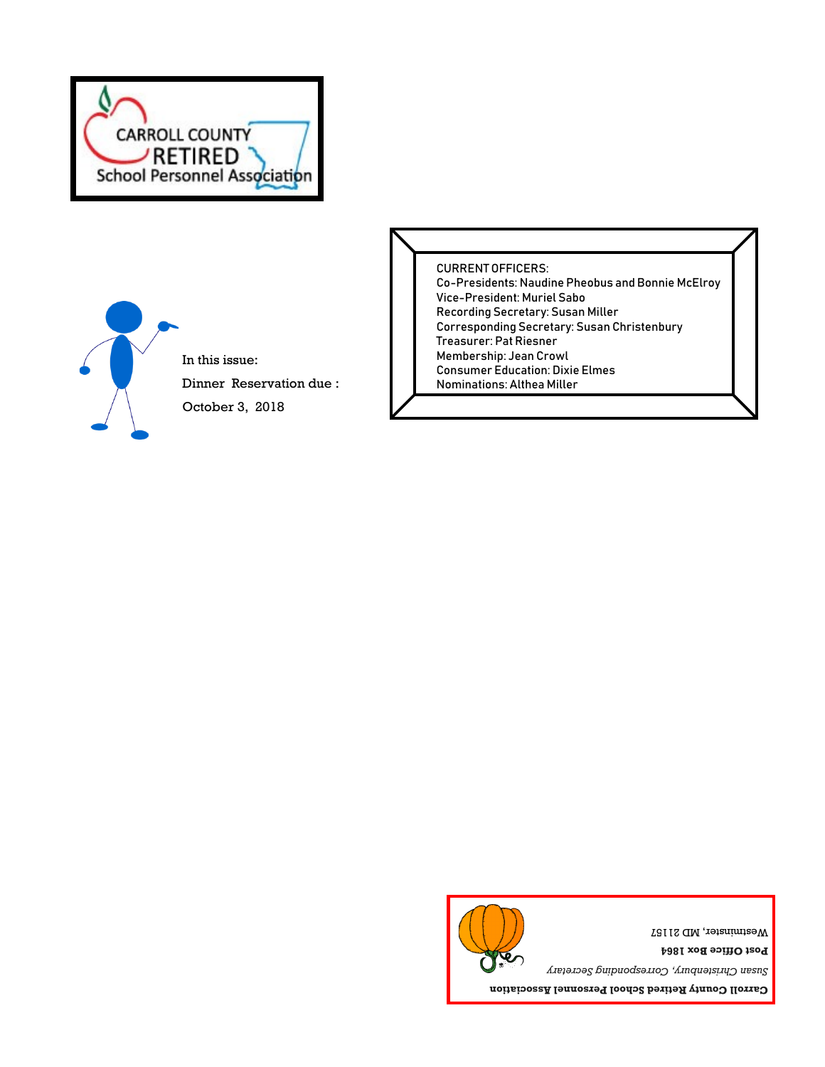CARROLL COUNTY
RETIRED
School Personnel Association

In this issue:

Dinner Reservation due :

October 3, 2018

CURRENT OFFICERS:
Co-Presidents: Naudine Pheobus and Bonnie McElroy
Vice-President: Muriel Sabo
Recording Secretary: Susan Miller
Corresponding Secretary: Susan Christenbury
Treasurer: Pat Riesner
Membership: Jean Crowl
Consumer Education: Dixie Elmes
Nominations: Althea Miller

**Carroll County Retired School Personnel Association**
*Susan Christenbury, Corresponding Secretary*
**Post Office Box 1864**
Westminster, MD 21157